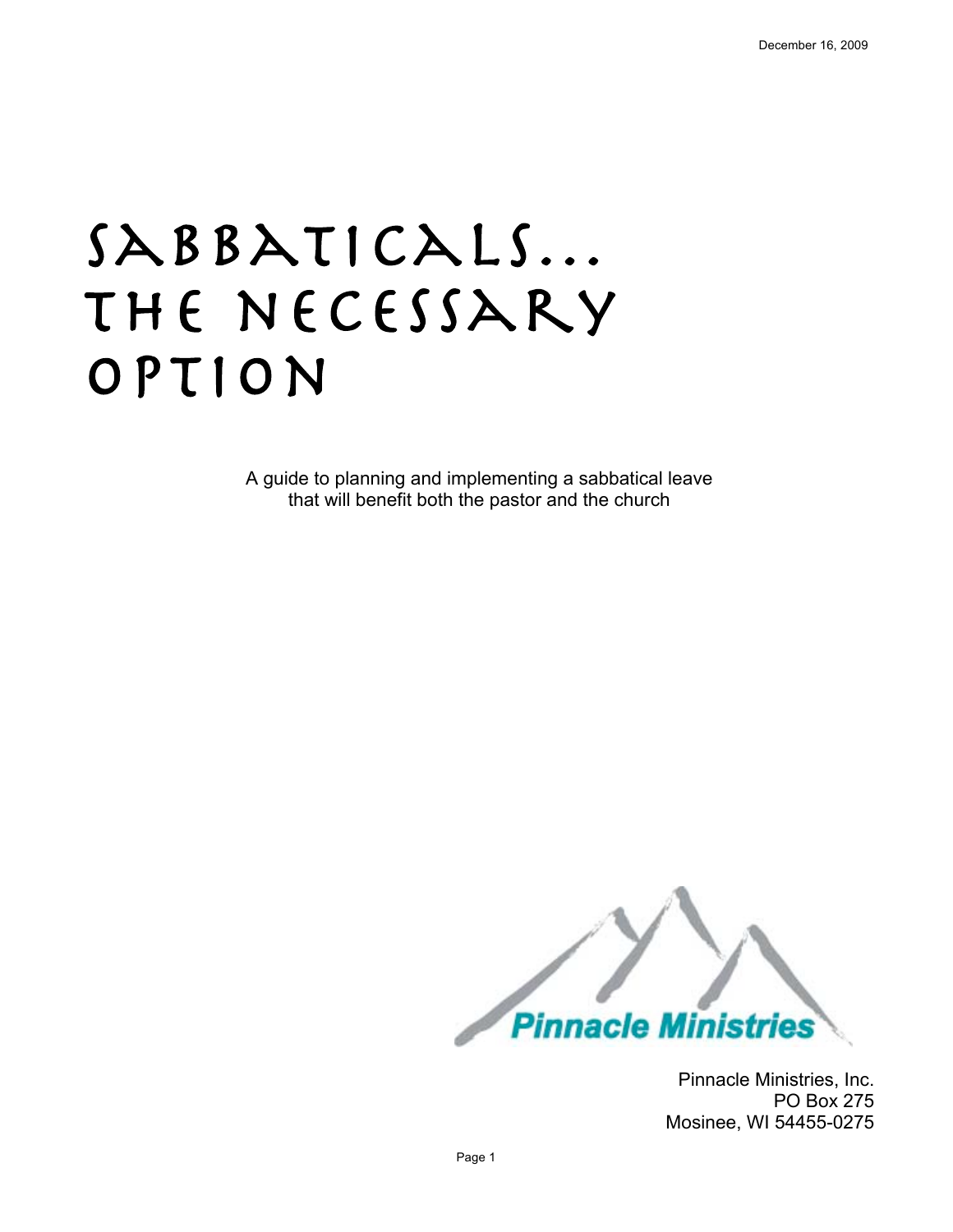December 16, 2009

# Sabbaticals… The Necessary Option

A guide to planning and implementing a sabbatical leave that will benefit both the pastor and the church

Pinnacle Ministries

Pinnacle Ministries, Inc.
PO Box 275
Mosinee, WI 54455-0275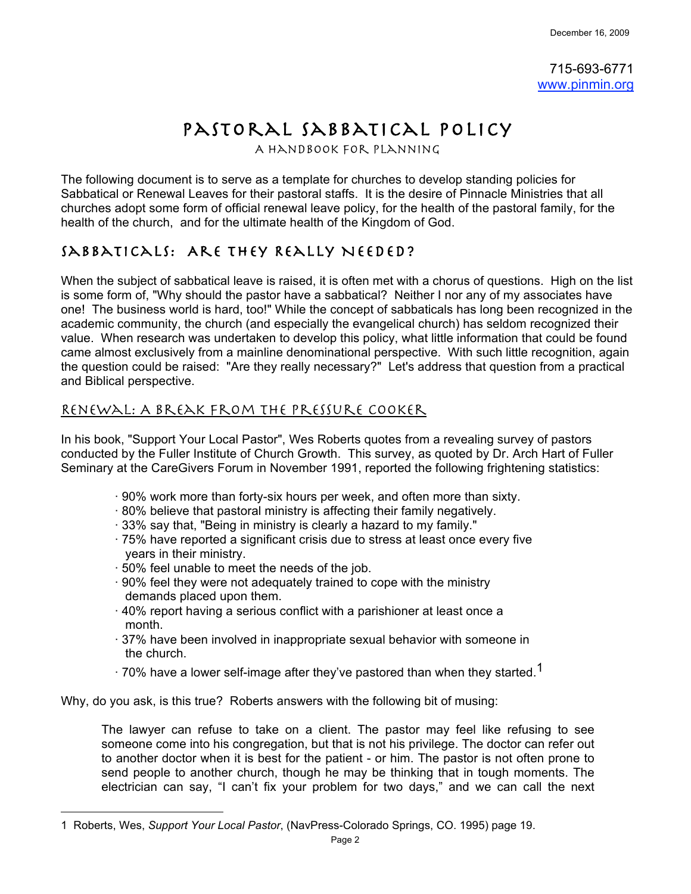715-693-6771
www.pinmin.org

# Pastoral Sabbatical Policy

A Handbook for Planning

The following document is to serve as a template for churches to develop standing policies for Sabbatical or Renewal Leaves for their pastoral staffs. It is the desire of Pinnacle Ministries that all churches adopt some form of official renewal leave policy, for the health of the pastoral family, for the health of the church, and for the ultimate health of the Kingdom of God.

## Sabbaticals: Are They Really Needed?

When the subject of sabbatical leave is raised, it is often met with a chorus of questions. High on the list is some form of, "Why should the pastor have a sabbatical? Neither I nor any of my associates have one! The business world is hard, too!" While the concept of sabbaticals has long been recognized in the academic community, the church (and especially the evangelical church) has seldom recognized their value. When research was undertaken to develop this policy, what little information that could be found came almost exclusively from a mainline denominational perspective. With such little recognition, again the question could be raised: "Are they really necessary?" Let's address that question from a practical and Biblical perspective.

### Renewal: A Break from the Pressure Cooker

In his book, "Support Your Local Pastor", Wes Roberts quotes from a revealing survey of pastors conducted by the Fuller Institute of Church Growth. This survey, as quoted by Dr. Arch Hart of Fuller Seminary at the CareGivers Forum in November 1991, reported the following frightening statistics:

- 90% work more than forty-six hours per week, and often more than sixty.
- 80% believe that pastoral ministry is affecting their family negatively.
- 33% say that, "Being in ministry is clearly a hazard to my family."
- 75% have reported a significant crisis due to stress at least once every five years in their ministry.
- 50% feel unable to meet the needs of the job.
- 90% feel they were not adequately trained to cope with the ministry demands placed upon them.
- 40% report having a serious conflict with a parishioner at least once a month.
- 37% have been involved in inappropriate sexual behavior with someone in the church.
- 70% have a lower self-image after they've pastored than when they started.[1]

Why, do you ask, is this true? Roberts answers with the following bit of musing:

> The lawyer can refuse to take on a client. The pastor may feel like refusing to see someone come into his congregation, but that is not his privilege. The doctor can refer out to another doctor when it is best for the patient - or him. The pastor is not often prone to send people to another church, though he may be thinking that in tough moments. The electrician can say, "I can't fix your problem for two days," and we can call the next

---

1 Roberts, Wes, *Support Your Local Pastor*, (NavPress-Colorado Springs, CO. 1995) page 19.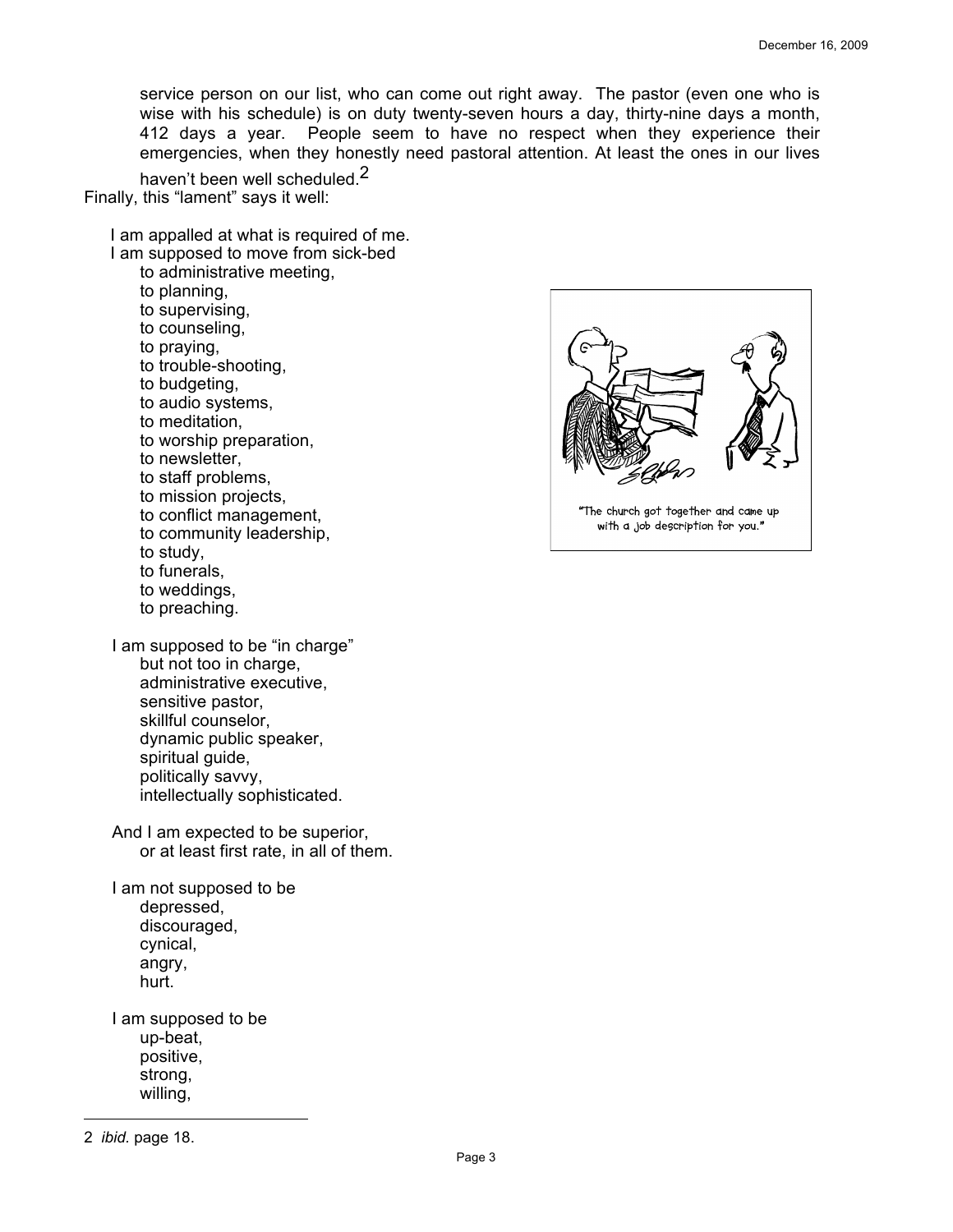> service person on our list, who can come out right away. The pastor (even one who is wise with his schedule) is on duty twenty-seven hours a day, thirty-nine days a month, 412 days a year. People seem to have no respect when they experience their emergencies, when they honestly need pastoral attention. At least the ones in our lives haven't been well scheduled.[2]

Finally, this "lament" says it well:

> I am appalled at what is required of me.
> I am supposed to move from sick-bed
> to administrative meeting,
> to planning,
> to supervising,
> to counseling,
> to praying,
> to trouble-shooting,
> to budgeting,
> to audio systems,
> to meditation,
> to worship preparation,
> to newsletter,
> to staff problems,
> to mission projects,
> to conflict management,
> to community leadership,
> to study,
> to funerals,
> to weddings,
> to preaching.
>
> I am supposed to be "in charge"
> but not too in charge,
> administrative executive,
> sensitive pastor,
> skillful counselor,
> dynamic public speaker,
> spiritual guide,
> politically savvy,
> intellectually sophisticated.
>
> And I am expected to be superior,
> or at least first rate, in all of them.
>
> I am not supposed to be
> depressed,
> discouraged,
> cynical,
> angry,
> hurt.
>
> I am supposed to be
> up-beat,
> positive,
> strong,
> willing,

"The church got together and came up with a job description for you."

---

2 *ibid.* page 18.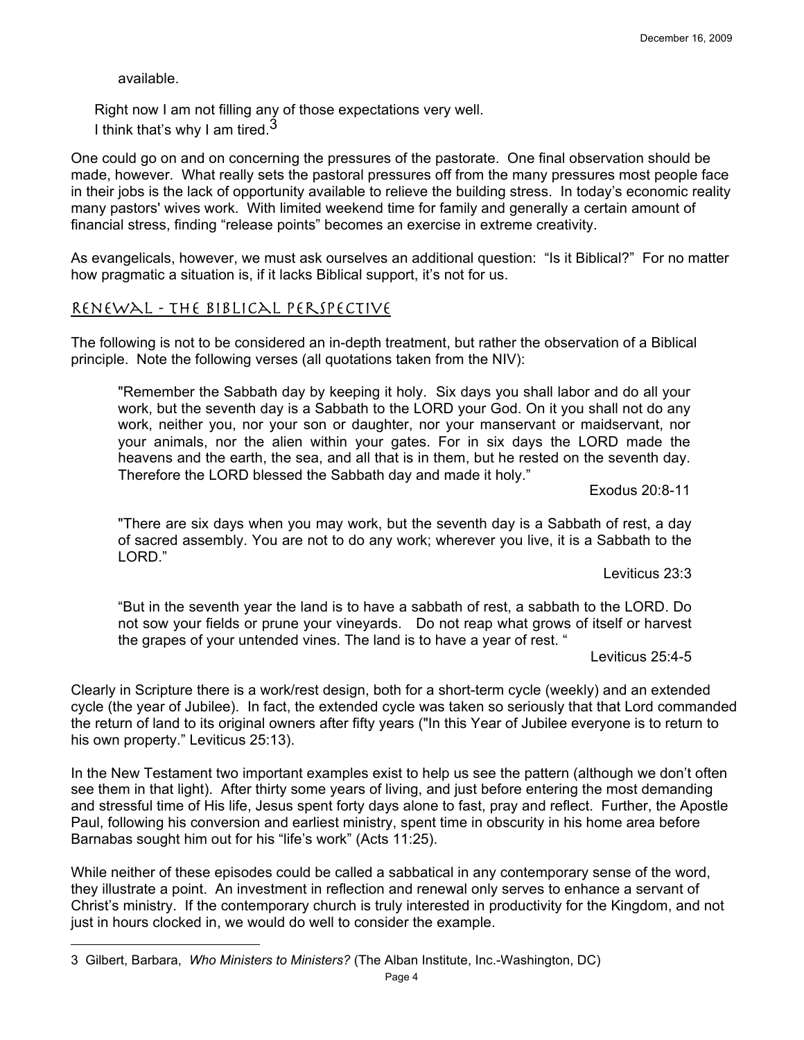available.

Right now I am not filling any of those expectations very well.
I think that's why I am tired.[3]

One could go on and on concerning the pressures of the pastorate. One final observation should be made, however. What really sets the pastoral pressures off from the many pressures most people face in their jobs is the lack of opportunity available to relieve the building stress. In today's economic reality many pastors' wives work. With limited weekend time for family and generally a certain amount of financial stress, finding "release points" becomes an exercise in extreme creativity.

As evangelicals, however, we must ask ourselves an additional question: "Is it Biblical?" For no matter how pragmatic a situation is, if it lacks Biblical support, it's not for us.

## Renewal - The Biblical Perspective

The following is not to be considered an in-depth treatment, but rather the observation of a Biblical principle. Note the following verses (all quotations taken from the NIV):

> "Remember the Sabbath day by keeping it holy. Six days you shall labor and do all your work, but the seventh day is a Sabbath to the LORD your God. On it you shall not do any work, neither you, nor your son or daughter, nor your manservant or maidservant, nor your animals, nor the alien within your gates. For in six days the LORD made the heavens and the earth, the sea, and all that is in them, but he rested on the seventh day. Therefore the LORD blessed the Sabbath day and made it holy."
>
> Exodus 20:8-11

> "There are six days when you may work, but the seventh day is a Sabbath of rest, a day of sacred assembly. You are not to do any work; wherever you live, it is a Sabbath to the LORD."
>
> Leviticus 23:3

> "But in the seventh year the land is to have a sabbath of rest, a sabbath to the LORD. Do not sow your fields or prune your vineyards. Do not reap what grows of itself or harvest the grapes of your untended vines. The land is to have a year of rest. "
>
> Leviticus 25:4-5

Clearly in Scripture there is a work/rest design, both for a short-term cycle (weekly) and an extended cycle (the year of Jubilee). In fact, the extended cycle was taken so seriously that that Lord commanded the return of land to its original owners after fifty years ("In this Year of Jubilee everyone is to return to his own property." Leviticus 25:13).

In the New Testament two important examples exist to help us see the pattern (although we don't often see them in that light). After thirty some years of living, and just before entering the most demanding and stressful time of His life, Jesus spent forty days alone to fast, pray and reflect. Further, the Apostle Paul, following his conversion and earliest ministry, spent time in obscurity in his home area before Barnabas sought him out for his "life's work" (Acts 11:25).

While neither of these episodes could be called a sabbatical in any contemporary sense of the word, they illustrate a point. An investment in reflection and renewal only serves to enhance a servant of Christ's ministry. If the contemporary church is truly interested in productivity for the Kingdom, and not just in hours clocked in, we would do well to consider the example.

---

3 Gilbert, Barbara, *Who Ministers to Ministers?* (The Alban Institute, Inc.-Washington, DC)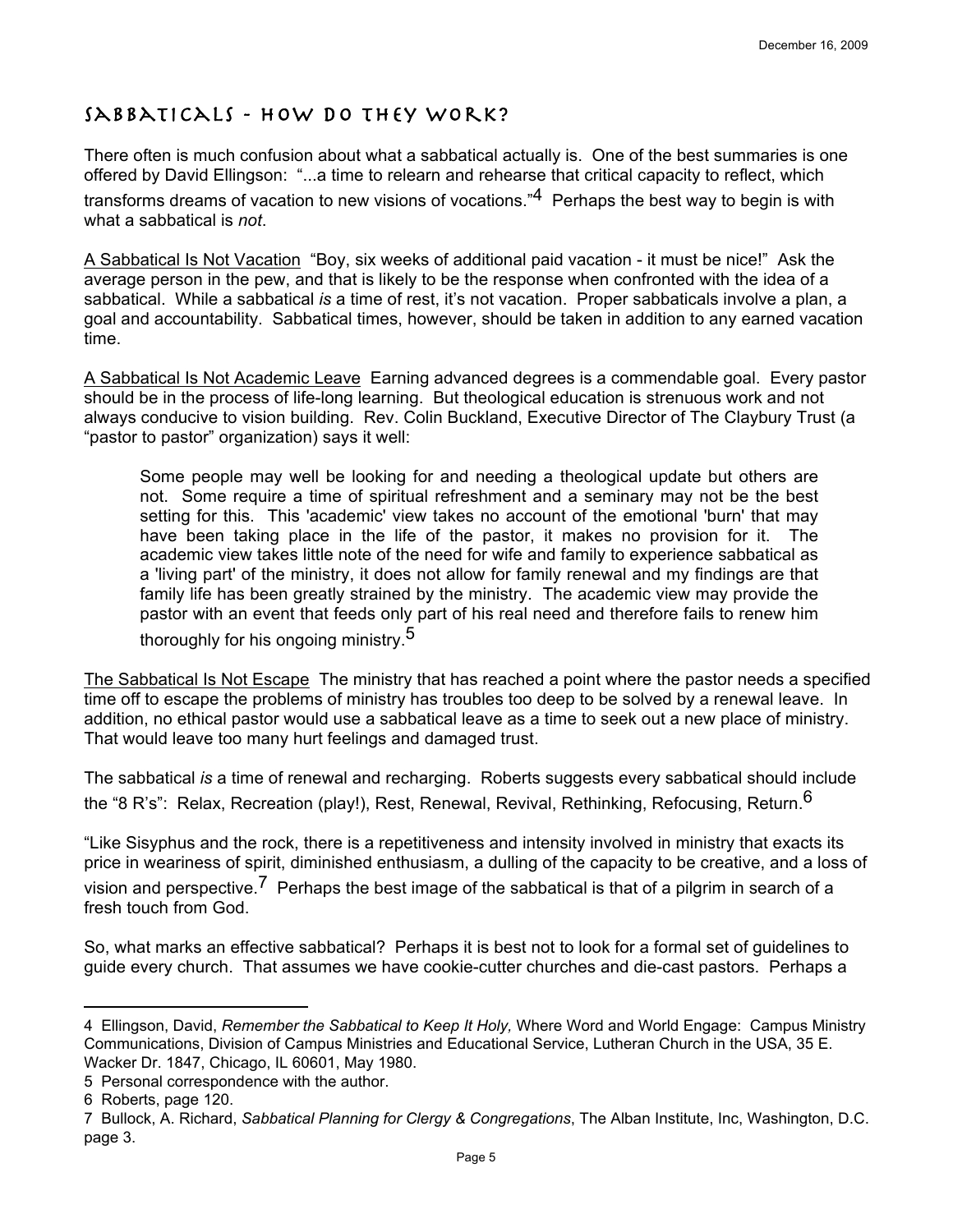## Sabbaticals - How Do They Work?

There often is much confusion about what a sabbatical actually is. One of the best summaries is one offered by David Ellingson: "...a time to relearn and rehearse that critical capacity to reflect, which transforms dreams of vacation to new visions of vocations."[4] Perhaps the best way to begin is with what a sabbatical is *not*.

<u>A Sabbatical Is Not Vacation</u> "Boy, six weeks of additional paid vacation - it must be nice!" Ask the average person in the pew, and that is likely to be the response when confronted with the idea of a sabbatical. While a sabbatical *is* a time of rest, it's not vacation. Proper sabbaticals involve a plan, a goal and accountability. Sabbatical times, however, should be taken in addition to any earned vacation time.

<u>A Sabbatical Is Not Academic Leave</u> Earning advanced degrees is a commendable goal. Every pastor should be in the process of life-long learning. But theological education is strenuous work and not always conducive to vision building. Rev. Colin Buckland, Executive Director of The Claybury Trust (a "pastor to pastor" organization) says it well:

> Some people may well be looking for and needing a theological update but others are not. Some require a time of spiritual refreshment and a seminary may not be the best setting for this. This 'academic' view takes no account of the emotional 'burn' that may have been taking place in the life of the pastor, it makes no provision for it. The academic view takes little note of the need for wife and family to experience sabbatical as a 'living part' of the ministry, it does not allow for family renewal and my findings are that family life has been greatly strained by the ministry. The academic view may provide the pastor with an event that feeds only part of his real need and therefore fails to renew him thoroughly for his ongoing ministry.[5]

<u>The Sabbatical Is Not Escape</u> The ministry that has reached a point where the pastor needs a specified time off to escape the problems of ministry has troubles too deep to be solved by a renewal leave. In addition, no ethical pastor would use a sabbatical leave as a time to seek out a new place of ministry. That would leave too many hurt feelings and damaged trust.

The sabbatical *is* a time of renewal and recharging. Roberts suggests every sabbatical should include the "8 R's": Relax, Recreation (play!), Rest, Renewal, Revival, Rethinking, Refocusing, Return.[6]

"Like Sisyphus and the rock, there is a repetitiveness and intensity involved in ministry that exacts its price in weariness of spirit, diminished enthusiasm, a dulling of the capacity to be creative, and a loss of vision and perspective.[7] Perhaps the best image of the sabbatical is that of a pilgrim in search of a fresh touch from God.

So, what marks an effective sabbatical? Perhaps it is best not to look for a formal set of guidelines to guide every church. That assumes we have cookie-cutter churches and die-cast pastors. Perhaps a

---

4 Ellingson, David, *Remember the Sabbatical to Keep It Holy,* Where Word and World Engage: Campus Ministry Communications, Division of Campus Ministries and Educational Service, Lutheran Church in the USA, 35 E. Wacker Dr. 1847, Chicago, IL 60601, May 1980.

5 Personal correspondence with the author.

6 Roberts, page 120.

7 Bullock, A. Richard, *Sabbatical Planning for Clergy & Congregations*, The Alban Institute, Inc, Washington, D.C. page 3.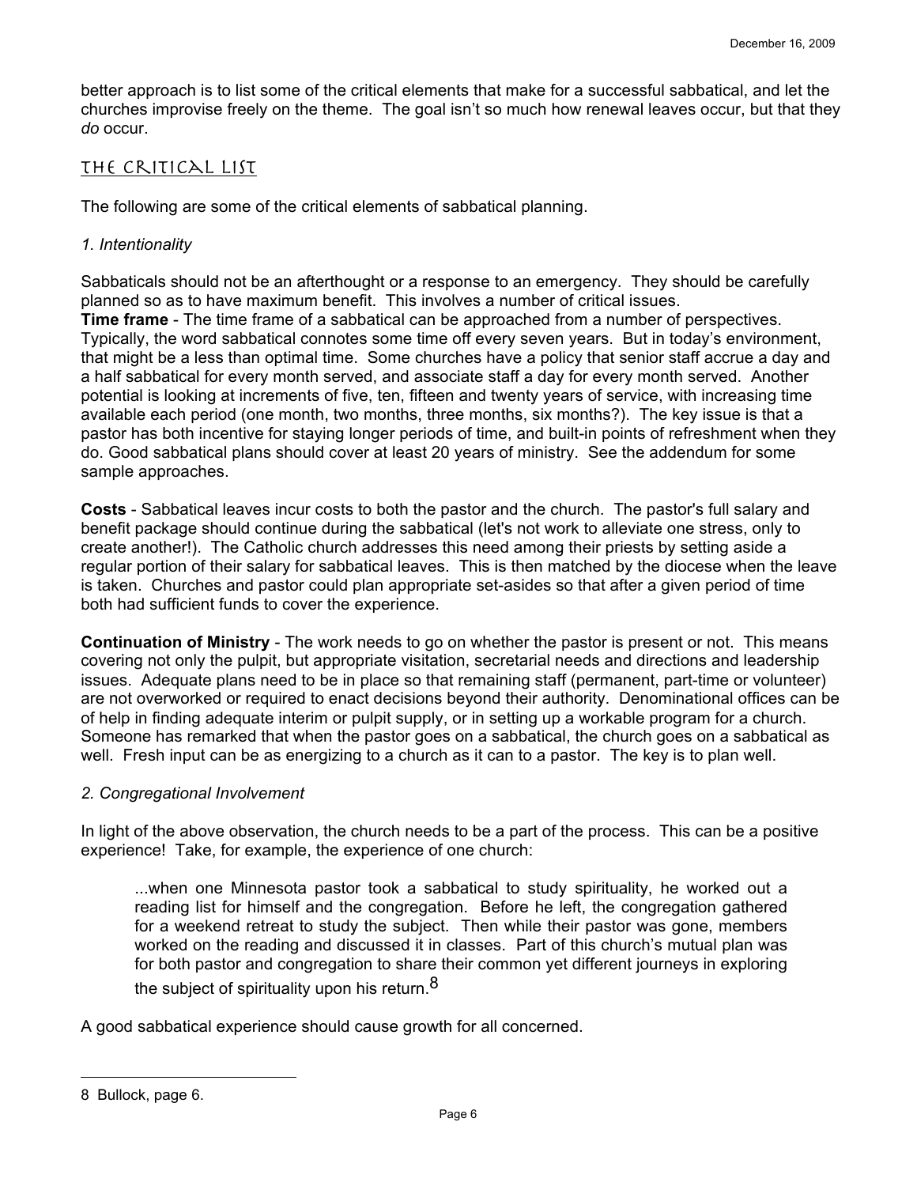better approach is to list some of the critical elements that make for a successful sabbatical, and let the churches improvise freely on the theme. The goal isn't so much how renewal leaves occur, but that they *do* occur.

## The Critical List

The following are some of the critical elements of sabbatical planning.

*1. Intentionality*

Sabbaticals should not be an afterthought or a response to an emergency. They should be carefully planned so as to have maximum benefit. This involves a number of critical issues.

**Time frame** - The time frame of a sabbatical can be approached from a number of perspectives. Typically, the word sabbatical connotes some time off every seven years. But in today's environment, that might be a less than optimal time. Some churches have a policy that senior staff accrue a day and a half sabbatical for every month served, and associate staff a day for every month served. Another potential is looking at increments of five, ten, fifteen and twenty years of service, with increasing time available each period (one month, two months, three months, six months?). The key issue is that a pastor has both incentive for staying longer periods of time, and built-in points of refreshment when they do. Good sabbatical plans should cover at least 20 years of ministry. See the addendum for some sample approaches.

**Costs** - Sabbatical leaves incur costs to both the pastor and the church. The pastor's full salary and benefit package should continue during the sabbatical (let's not work to alleviate one stress, only to create another!). The Catholic church addresses this need among their priests by setting aside a regular portion of their salary for sabbatical leaves. This is then matched by the diocese when the leave is taken. Churches and pastor could plan appropriate set-asides so that after a given period of time both had sufficient funds to cover the experience.

**Continuation of Ministry** - The work needs to go on whether the pastor is present or not. This means covering not only the pulpit, but appropriate visitation, secretarial needs and directions and leadership issues. Adequate plans need to be in place so that remaining staff (permanent, part-time or volunteer) are not overworked or required to enact decisions beyond their authority. Denominational offices can be of help in finding adequate interim or pulpit supply, or in setting up a workable program for a church. Someone has remarked that when the pastor goes on a sabbatical, the church goes on a sabbatical as well. Fresh input can be as energizing to a church as it can to a pastor. The key is to plan well.

*2. Congregational Involvement*

In light of the above observation, the church needs to be a part of the process. This can be a positive experience! Take, for example, the experience of one church:

> ...when one Minnesota pastor took a sabbatical to study spirituality, he worked out a reading list for himself and the congregation. Before he left, the congregation gathered for a weekend retreat to study the subject. Then while their pastor was gone, members worked on the reading and discussed it in classes. Part of this church's mutual plan was for both pastor and congregation to share their common yet different journeys in exploring the subject of spirituality upon his return.[8]

A good sabbatical experience should cause growth for all concerned.

---

8 Bullock, page 6.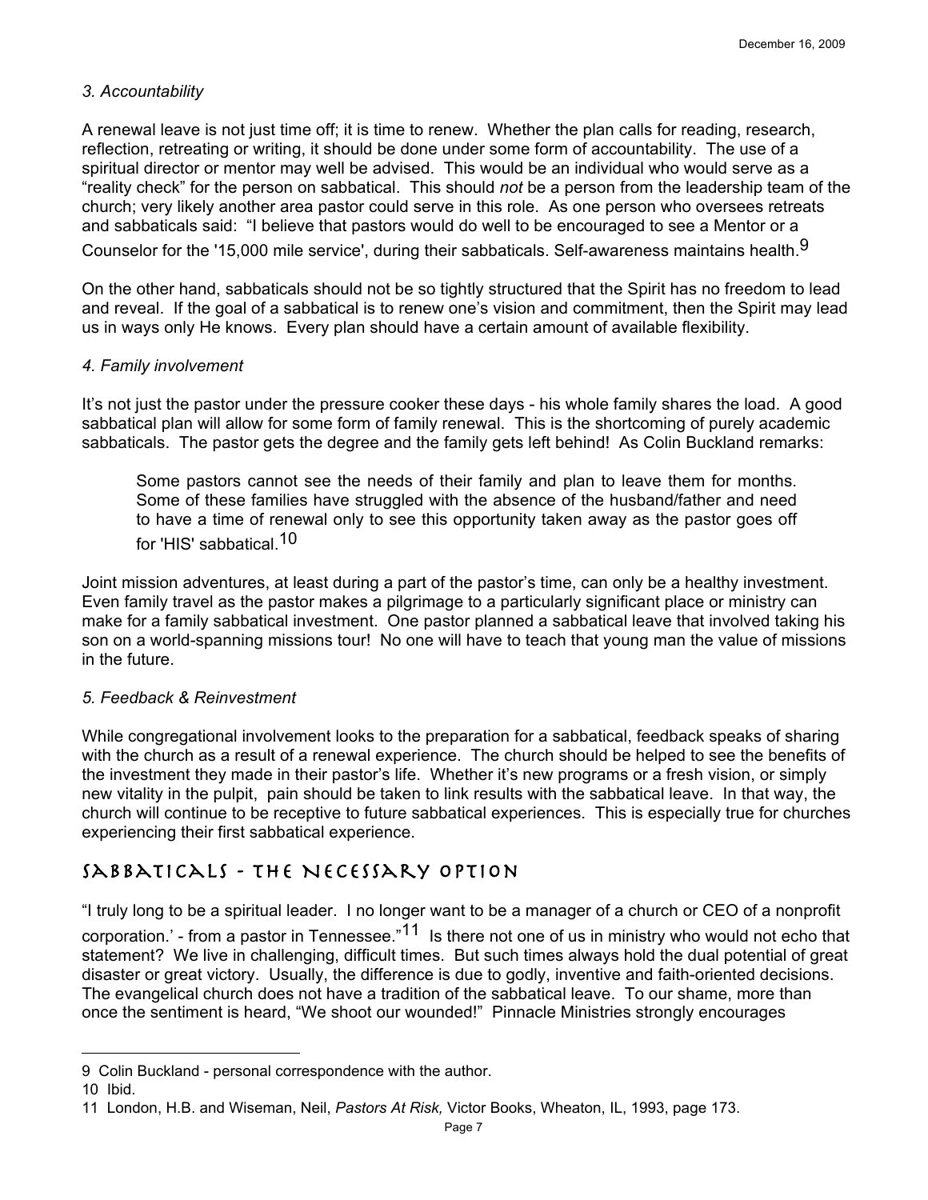*3. Accountability*

A renewal leave is not just time off; it is time to renew. Whether the plan calls for reading, research, reflection, retreating or writing, it should be done under some form of accountability. The use of a spiritual director or mentor may well be advised. This would be an individual who would serve as a "reality check" for the person on sabbatical. This should *not* be a person from the leadership team of the church; very likely another area pastor could serve in this role. As one person who oversees retreats and sabbaticals said: "I believe that pastors would do well to be encouraged to see a Mentor or a Counselor for the '15,000 mile service', during their sabbaticals. Self-awareness maintains health.[9]

On the other hand, sabbaticals should not be so tightly structured that the Spirit has no freedom to lead and reveal. If the goal of a sabbatical is to renew one's vision and commitment, then the Spirit may lead us in ways only He knows. Every plan should have a certain amount of available flexibility.

*4. Family involvement*

It's not just the pastor under the pressure cooker these days - his whole family shares the load. A good sabbatical plan will allow for some form of family renewal. This is the shortcoming of purely academic sabbaticals. The pastor gets the degree and the family gets left behind! As Colin Buckland remarks:

> Some pastors cannot see the needs of their family and plan to leave them for months. Some of these families have struggled with the absence of the husband/father and need to have a time of renewal only to see this opportunity taken away as the pastor goes off for 'HIS' sabbatical.[10]

Joint mission adventures, at least during a part of the pastor's time, can only be a healthy investment. Even family travel as the pastor makes a pilgrimage to a particularly significant place or ministry can make for a family sabbatical investment. One pastor planned a sabbatical leave that involved taking his son on a world-spanning missions tour! No one will have to teach that young man the value of missions in the future.

*5. Feedback & Reinvestment*

While congregational involvement looks to the preparation for a sabbatical, feedback speaks of sharing with the church as a result of a renewal experience. The church should be helped to see the benefits of the investment they made in their pastor's life. Whether it's new programs or a fresh vision, or simply new vitality in the pulpit, pain should be taken to link results with the sabbatical leave. In that way, the church will continue to be receptive to future sabbatical experiences. This is especially true for churches experiencing their first sabbatical experience.

## Sabbaticals - The Necessary Option

"I truly long to be a spiritual leader. I no longer want to be a manager of a church or CEO of a nonprofit corporation.' - from a pastor in Tennessee."[11] Is there not one of us in ministry who would not echo that statement? We live in challenging, difficult times. But such times always hold the dual potential of great disaster or great victory. Usually, the difference is due to godly, inventive and faith-oriented decisions. The evangelical church does not have a tradition of the sabbatical leave. To our shame, more than once the sentiment is heard, "We shoot our wounded!" Pinnacle Ministries strongly encourages

---

9 Colin Buckland - personal correspondence with the author.

10 Ibid.

11 London, H.B. and Wiseman, Neil, *Pastors At Risk,* Victor Books, Wheaton, IL, 1993, page 173.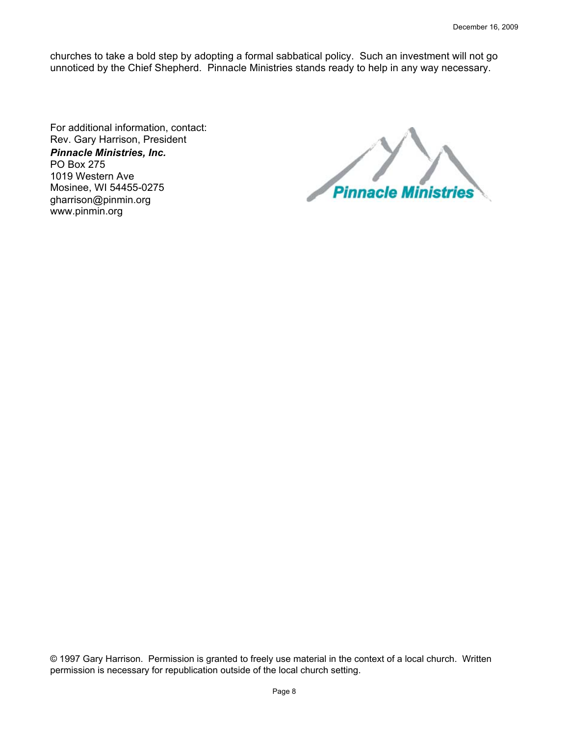churches to take a bold step by adopting a formal sabbatical policy. Such an investment will not go unnoticed by the Chief Shepherd. Pinnacle Ministries stands ready to help in any way necessary.

For additional information, contact:
Rev. Gary Harrison, President
***Pinnacle Ministries, Inc.***
PO Box 275
1019 Western Ave
Mosinee, WI 54455-0275
gharrison@pinmin.org
www.pinmin.org

© 1997 Gary Harrison. Permission is granted to freely use material in the context of a local church. Written permission is necessary for republication outside of the local church setting.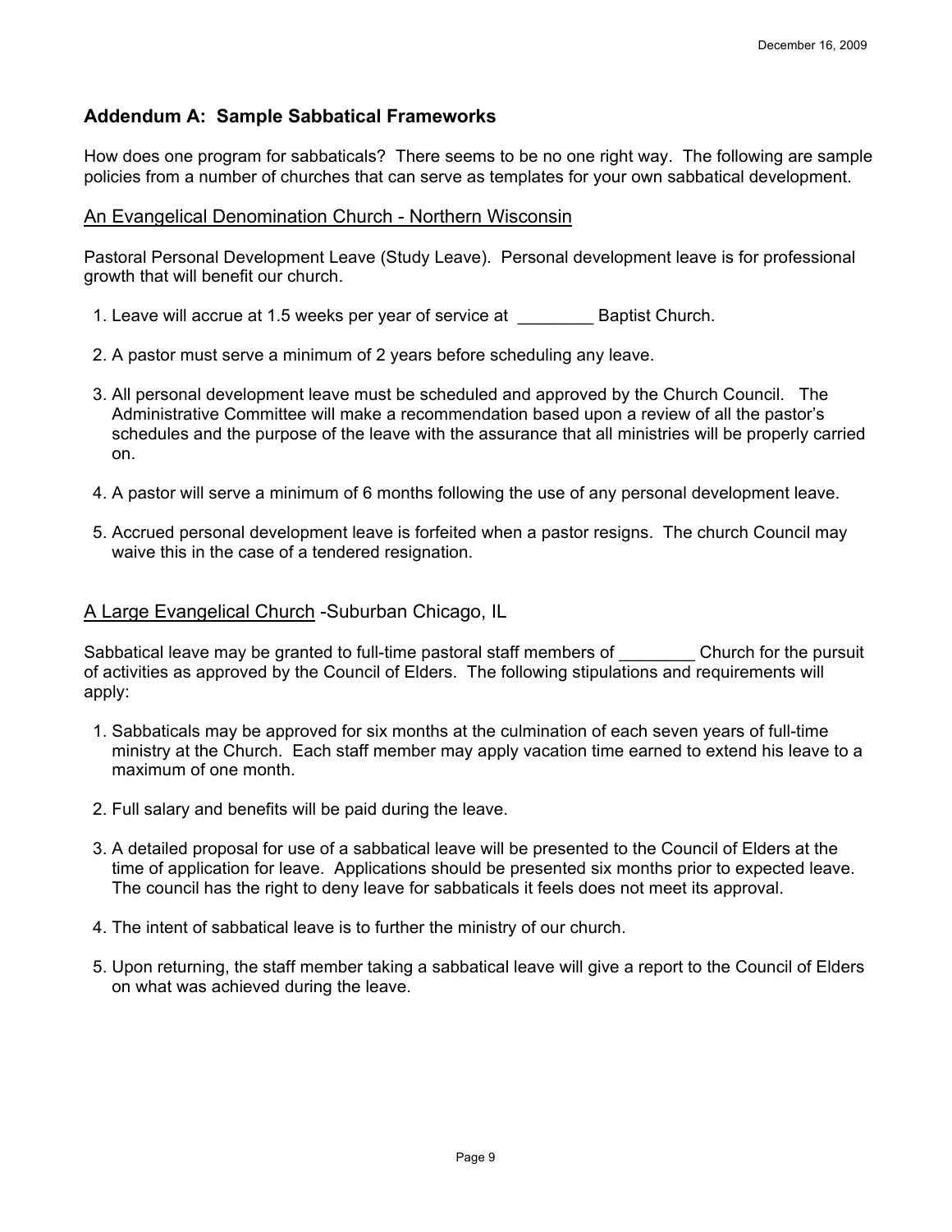## Addendum A: Sample Sabbatical Frameworks

How does one program for sabbaticals? There seems to be no one right way. The following are sample policies from a number of churches that can serve as templates for your own sabbatical development.

### An Evangelical Denomination Church - Northern Wisconsin

Pastoral Personal Development Leave (Study Leave). Personal development leave is for professional growth that will benefit our church.

1. Leave will accrue at 1.5 weeks per year of service at ________ Baptist Church.
2. A pastor must serve a minimum of 2 years before scheduling any leave.
3. All personal development leave must be scheduled and approved by the Church Council. The Administrative Committee will make a recommendation based upon a review of all the pastor's schedules and the purpose of the leave with the assurance that all ministries will be properly carried on.
4. A pastor will serve a minimum of 6 months following the use of any personal development leave.
5. Accrued personal development leave is forfeited when a pastor resigns. The church Council may waive this in the case of a tendered resignation.

### A Large Evangelical Church -Suburban Chicago, IL

Sabbatical leave may be granted to full-time pastoral staff members of ________ Church for the pursuit of activities as approved by the Council of Elders. The following stipulations and requirements will apply:

1. Sabbaticals may be approved for six months at the culmination of each seven years of full-time ministry at the Church. Each staff member may apply vacation time earned to extend his leave to a maximum of one month.
2. Full salary and benefits will be paid during the leave.
3. A detailed proposal for use of a sabbatical leave will be presented to the Council of Elders at the time of application for leave. Applications should be presented six months prior to expected leave. The council has the right to deny leave for sabbaticals it feels does not meet its approval.
4. The intent of sabbatical leave is to further the ministry of our church.
5. Upon returning, the staff member taking a sabbatical leave will give a report to the Council of Elders on what was achieved during the leave.